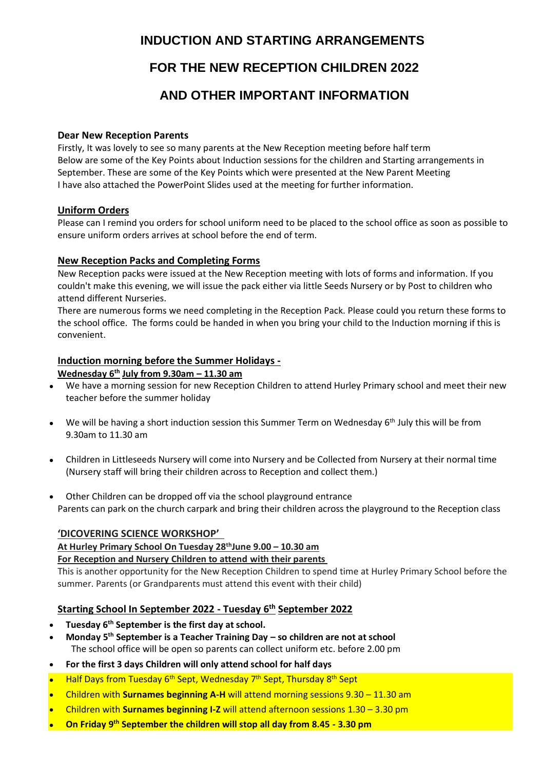# INDUCTION AND STARTING ARRANGEMENTS

# FOR THE NEW RECEPTION CHILDREN 2022

# AND OTHER IMPORTANT INFORMATION

**Dear New Reception Parents**

Firstly, It was lovely to see so many parents at the New Reception meeting before half term
Below are some of the Key Points about Induction sessions for the children and Starting arrangements in September. These are some of the Key Points which were presented at the New Parent Meeting
I have also attached the PowerPoint Slides used at the meeting for further information.

**Uniform Orders**

Please can I remind you orders for school uniform need to be placed to the school office as soon as possible to ensure uniform orders arrives at school before the end of term.

**New Reception Packs and Completing Forms**

New Reception packs were issued at the New Reception meeting with lots of forms and information. If you couldn't make this evening, we will issue the pack either via little Seeds Nursery or by Post to children who attend different Nurseries.

There are numerous forms we need completing in the Reception Pack. Please could you return these forms to the school office. The forms could be handed in when you bring your child to the Induction morning if this is convenient.

**Induction morning before the Summer Holidays -**
**Wednesday 6th July from 9.30am – 11.30 am**

- We have a morning session for new Reception Children to attend Hurley Primary school and meet their new teacher before the summer holiday
- We will be having a short induction session this Summer Term on Wednesday 6th July this will be from 9.30am to 11.30 am
- Children in Littleseeds Nursery will come into Nursery and be Collected from Nursery at their normal time (Nursery staff will bring their children across to Reception and collect them.)
- Other Children can be dropped off via the school playground entrance

Parents can park on the church carpark and bring their children across the playground to the Reception class

**'DICOVERING SCIENCE WORKSHOP'**
**At Hurley Primary School On Tuesday 28th June 9.00 – 10.30 am**
**For Reception and Nursery Children to attend with their parents**

This is another opportunity for the New Reception Children to spend time at Hurley Primary School before the summer. Parents (or Grandparents must attend this event with their child)

**Starting School In September 2022 - Tuesday 6th September 2022**

- **Tuesday 6th September is the first day at school.**
- **Monday 5th September is a Teacher Training Day – so children are not at school**
  The school office will be open so parents can collect uniform etc. before 2.00 pm
- **For the first 3 days Children will only attend school for half days**
- Half Days from Tuesday 6th Sept, Wednesday 7th Sept, Thursday 8th Sept
- Children with **Surnames beginning A-H** will attend morning sessions 9.30 – 11.30 am
- Children with **Surnames beginning I-Z** will attend afternoon sessions 1.30 – 3.30 pm
- **On Friday 9th September the children will stop all day from 8.45 - 3.30 pm**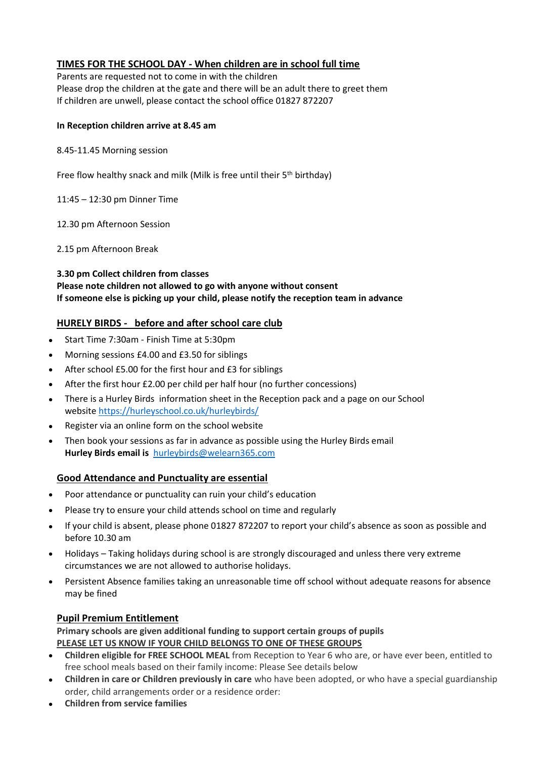## TIMES FOR THE SCHOOL DAY - When children are in school full time

Parents are requested not to come in with the children
Please drop the children at the gate and there will be an adult there to greet them
If children are unwell, please contact the school office 01827 872207

**In Reception children arrive at 8.45 am**

8.45-11.45 Morning session

Free flow healthy snack and milk (Milk is free until their 5th birthday)

11:45 – 12:30 pm Dinner Time

12.30 pm Afternoon Session

2.15 pm Afternoon Break

**3.30 pm Collect children from classes**
**Please note children not allowed to go with anyone without consent**
**If someone else is picking up your child, please notify the reception team in advance**

## HURELY BIRDS - before and after school care club

- Start Time 7:30am - Finish Time at 5:30pm
- Morning sessions £4.00 and £3.50 for siblings
- After school £5.00 for the first hour and £3 for siblings
- After the first hour £2.00 per child per half hour (no further concessions)
- There is a Hurley Birds information sheet in the Reception pack and a page on our School website https://hurleyschool.co.uk/hurleybirds/
- Register via an online form on the school website
- Then book your sessions as far in advance as possible using the Hurley Birds email
  **Hurley Birds email is** hurleybirds@welearn365.com

## Good Attendance and Punctuality are essential

- Poor attendance or punctuality can ruin your child's education
- Please try to ensure your child attends school on time and regularly
- If your child is absent, please phone 01827 872207 to report your child's absence as soon as possible and before 10.30 am
- Holidays – Taking holidays during school is are strongly discouraged and unless there very extreme circumstances we are not allowed to authorise holidays.
- Persistent Absence families taking an unreasonable time off school without adequate reasons for absence may be fined

## Pupil Premium Entitlement

**Primary schools are given additional funding to support certain groups of pupils**
**PLEASE LET US KNOW IF YOUR CHILD BELONGS TO ONE OF THESE GROUPS**

- **Children eligible for FREE SCHOOL MEAL** from Reception to Year 6 who are, or have ever been, entitled to free school meals based on their family income: Please See details below
- **Children in care or Children previously in care** who have been adopted, or who have a special guardianship order, child arrangements order or a residence order:
- **Children from service families**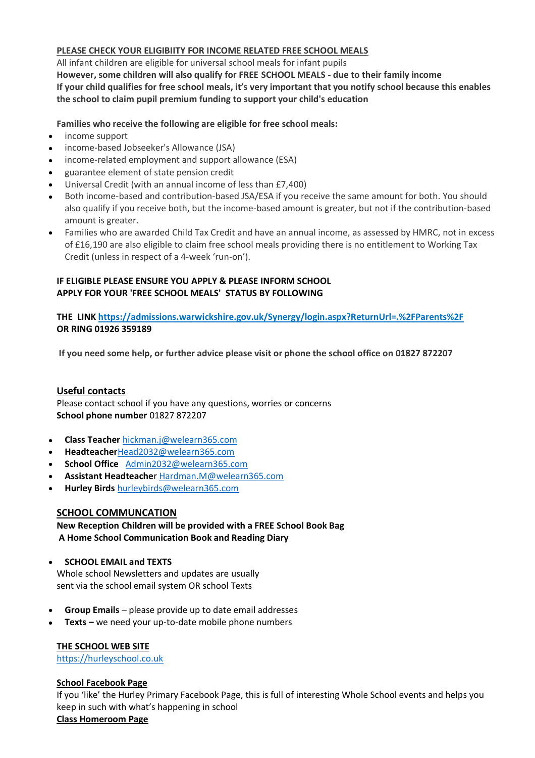**PLEASE CHECK YOUR ELIGIBIITY FOR INCOME RELATED FREE SCHOOL MEALS**

All infant children are eligible for universal school meals for infant pupils

**However, some children will also qualify for FREE SCHOOL MEALS - due to their family income**

**If your child qualifies for free school meals, it's very important that you notify school because this enables the school to claim pupil premium funding to support your child's education**

**Families who receive the following are eligible for free school meals:**

- income support
- income-based Jobseeker's Allowance (JSA)
- income-related employment and support allowance (ESA)
- guarantee element of state pension credit
- Universal Credit (with an annual income of less than £7,400)
- Both income-based and contribution-based JSA/ESA if you receive the same amount for both. You should also qualify if you receive both, but the income-based amount is greater, but not if the contribution-based amount is greater.
- Families who are awarded Child Tax Credit and have an annual income, as assessed by HMRC, not in excess of £16,190 are also eligible to claim free school meals providing there is no entitlement to Working Tax Credit (unless in respect of a 4-week 'run-on').

**IF ELIGIBLE PLEASE ENSURE YOU APPLY & PLEASE INFORM SCHOOL**
**APPLY FOR YOUR 'FREE SCHOOL MEALS' STATUS BY FOLLOWING**

**THE LINK [https://admissions.warwickshire.gov.uk/Synergy/login.aspx?ReturnUrl=.%2FParents%2F](https://admissions.warwickshire.gov.uk/Synergy/login.aspx?ReturnUrl=.%2FParents%2F)**
**OR RING 01926 359189**

**If you need some help, or further advice please visit or phone the school office on 01827 872207**

## Useful contacts

Please contact school if you have any questions, worries or concerns

**School phone number** 01827 872207

- **Class Teacher** hickman.j@welearn365.com
- **Headteacher**Head2032@welearn365.com
- **School Office** Admin2032@welearn365.com
- **Assistant Headteacher** Hardman.M@welearn365.com
- **Hurley Birds** hurleybirds@welearn365.com

## SCHOOL COMMUNCATION

**New Reception Children will be provided with a FREE School Book Bag**
**A Home School Communication Book and Reading Diary**

- **SCHOOL EMAIL and TEXTS**

Whole school Newsletters and updates are usually sent via the school email system OR school Texts

- **Group Emails** – please provide up to date email addresses
- **Texts –** we need your up-to-date mobile phone numbers

## THE SCHOOL WEB SITE

https://hurleyschool.co.uk

## School Facebook Page

If you 'like' the Hurley Primary Facebook Page, this is full of interesting Whole School events and helps you keep in such with what's happening in school

## Class Homeroom Page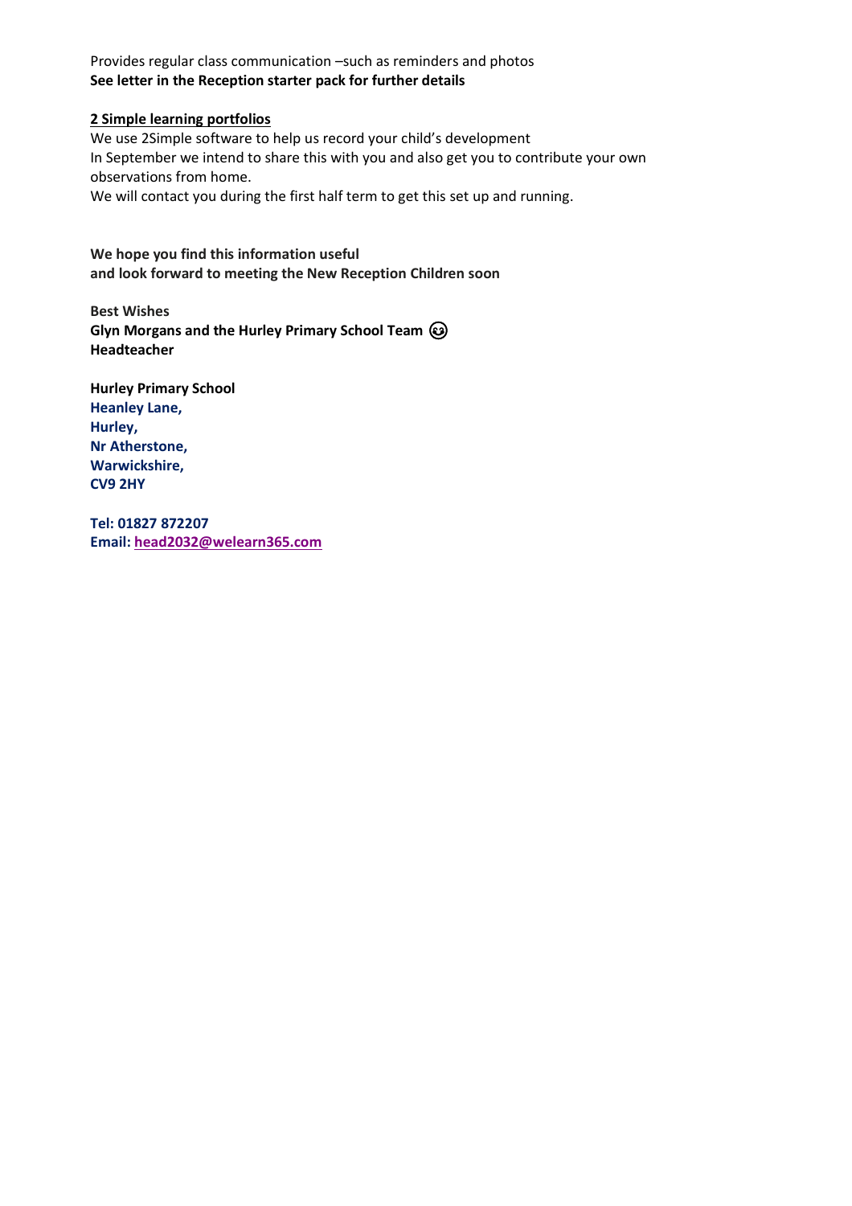Provides regular class communication –such as reminders and photos
**See letter in the Reception starter pack for further details**

**2 Simple learning portfolios**

We use 2Simple software to help us record your child's development
In September we intend to share this with you and also get you to contribute your own observations from home.
We will contact you during the first half term to get this set up and running.

**We hope you find this information useful**
**and look forward to meeting the New Reception Children soon**

**Best Wishes**
**Glyn Morgans and the Hurley Primary School Team** 😉
**Headteacher**

**Hurley Primary School**
**Heanley Lane,**
**Hurley,**
**Nr Atherstone,**
**Warwickshire,**
**CV9 2HY**

**Tel: 01827 872207**
**Email: head2032@welearn365.com**